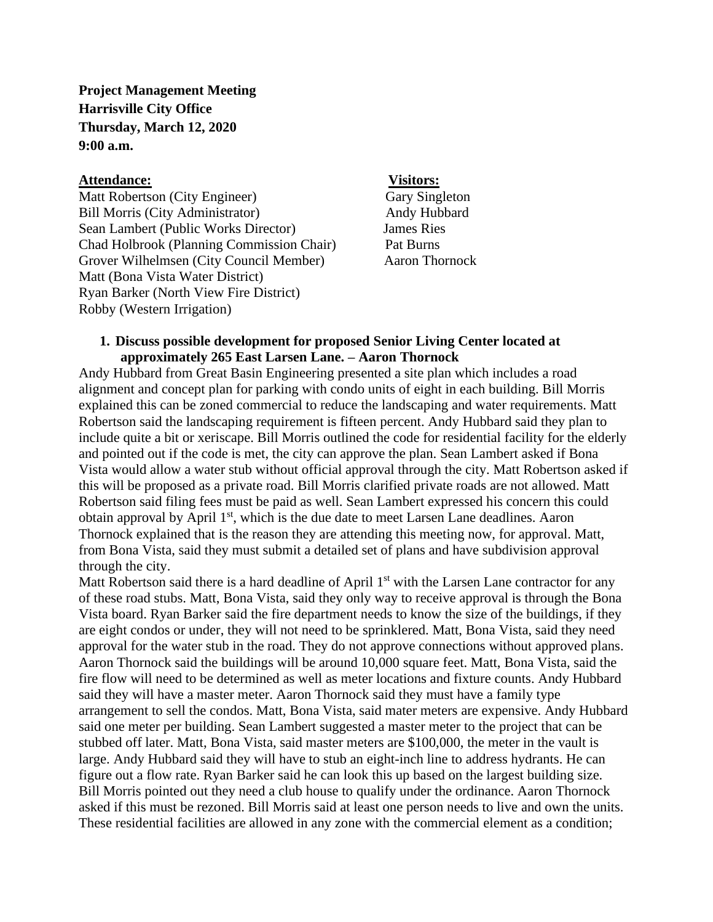**Project Management Meeting**
**Harrisville City Office**
**Thursday, March 12, 2020**
**9:00 a.m.**

**Attendance:**
Matt Robertson (City Engineer)
Bill Morris (City Administrator)
Sean Lambert (Public Works Director)
Chad Holbrook (Planning Commission Chair)
Grover Wilhelmsen (City Council Member)
Matt (Bona Vista Water District)
Ryan Barker (North View Fire District)
Robby (Western Irrigation)

**Visitors:**
Gary Singleton
Andy Hubbard
James Ries
Pat Burns
Aaron Thornock

1. **Discuss possible development for proposed Senior Living Center located at approximately 265 East Larsen Lane. – Aaron Thornock**

Andy Hubbard from Great Basin Engineering presented a site plan which includes a road alignment and concept plan for parking with condo units of eight in each building. Bill Morris explained this can be zoned commercial to reduce the landscaping and water requirements. Matt Robertson said the landscaping requirement is fifteen percent. Andy Hubbard said they plan to include quite a bit or xeriscape. Bill Morris outlined the code for residential facility for the elderly and pointed out if the code is met, the city can approve the plan. Sean Lambert asked if Bona Vista would allow a water stub without official approval through the city. Matt Robertson asked if this will be proposed as a private road. Bill Morris clarified private roads are not allowed. Matt Robertson said filing fees must be paid as well. Sean Lambert expressed his concern this could obtain approval by April 1st, which is the due date to meet Larsen Lane deadlines. Aaron Thornock explained that is the reason they are attending this meeting now, for approval. Matt, from Bona Vista, said they must submit a detailed set of plans and have subdivision approval through the city.

Matt Robertson said there is a hard deadline of April 1st with the Larsen Lane contractor for any of these road stubs. Matt, Bona Vista, said they only way to receive approval is through the Bona Vista board. Ryan Barker said the fire department needs to know the size of the buildings, if they are eight condos or under, they will not need to be sprinklered. Matt, Bona Vista, said they need approval for the water stub in the road. They do not approve connections without approved plans. Aaron Thornock said the buildings will be around 10,000 square feet. Matt, Bona Vista, said the fire flow will need to be determined as well as meter locations and fixture counts. Andy Hubbard said they will have a master meter. Aaron Thornock said they must have a family type arrangement to sell the condos. Matt, Bona Vista, said mater meters are expensive. Andy Hubbard said one meter per building. Sean Lambert suggested a master meter to the project that can be stubbed off later. Matt, Bona Vista, said master meters are $100,000, the meter in the vault is large. Andy Hubbard said they will have to stub an eight-inch line to address hydrants. He can figure out a flow rate. Ryan Barker said he can look this up based on the largest building size. Bill Morris pointed out they need a club house to qualify under the ordinance. Aaron Thornock asked if this must be rezoned. Bill Morris said at least one person needs to live and own the units. These residential facilities are allowed in any zone with the commercial element as a condition;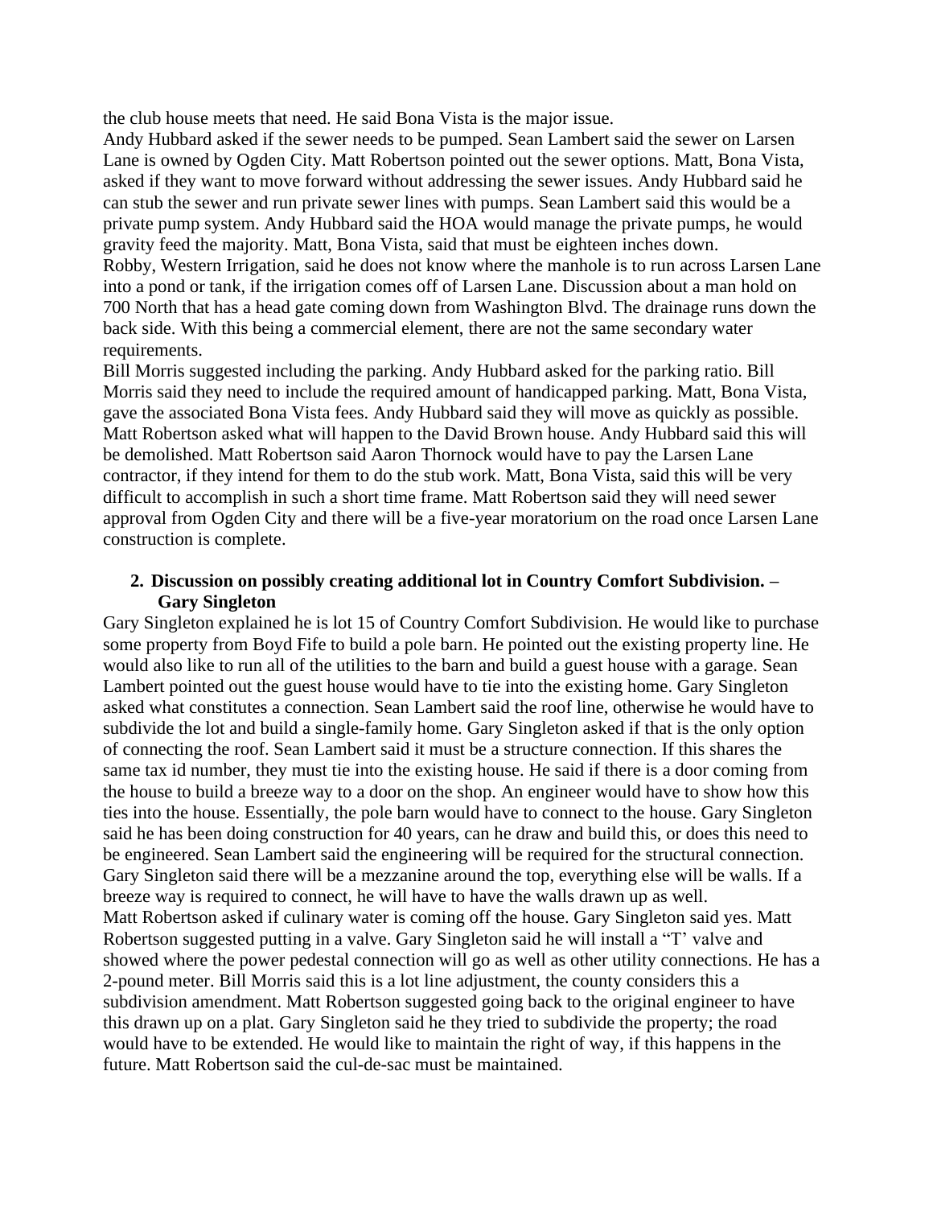the club house meets that need. He said Bona Vista is the major issue.
Andy Hubbard asked if the sewer needs to be pumped. Sean Lambert said the sewer on Larsen Lane is owned by Ogden City. Matt Robertson pointed out the sewer options. Matt, Bona Vista, asked if they want to move forward without addressing the sewer issues. Andy Hubbard said he can stub the sewer and run private sewer lines with pumps. Sean Lambert said this would be a private pump system. Andy Hubbard said the HOA would manage the private pumps, he would gravity feed the majority. Matt, Bona Vista, said that must be eighteen inches down.
Robby, Western Irrigation, said he does not know where the manhole is to run across Larsen Lane into a pond or tank, if the irrigation comes off of Larsen Lane. Discussion about a man hold on 700 North that has a head gate coming down from Washington Blvd. The drainage runs down the back side. With this being a commercial element, there are not the same secondary water requirements.
Bill Morris suggested including the parking. Andy Hubbard asked for the parking ratio. Bill Morris said they need to include the required amount of handicapped parking. Matt, Bona Vista, gave the associated Bona Vista fees. Andy Hubbard said they will move as quickly as possible. Matt Robertson asked what will happen to the David Brown house. Andy Hubbard said this will be demolished. Matt Robertson said Aaron Thornock would have to pay the Larsen Lane contractor, if they intend for them to do the stub work. Matt, Bona Vista, said this will be very difficult to accomplish in such a short time frame. Matt Robertson said they will need sewer approval from Ogden City and there will be a five-year moratorium on the road once Larsen Lane construction is complete.

2. **Discussion on possibly creating additional lot in Country Comfort Subdivision. – Gary Singleton**

Gary Singleton explained he is lot 15 of Country Comfort Subdivision. He would like to purchase some property from Boyd Fife to build a pole barn. He pointed out the existing property line. He would also like to run all of the utilities to the barn and build a guest house with a garage. Sean Lambert pointed out the guest house would have to tie into the existing home. Gary Singleton asked what constitutes a connection. Sean Lambert said the roof line, otherwise he would have to subdivide the lot and build a single-family home. Gary Singleton asked if that is the only option of connecting the roof. Sean Lambert said it must be a structure connection. If this shares the same tax id number, they must tie into the existing house. He said if there is a door coming from the house to build a breeze way to a door on the shop. An engineer would have to show how this ties into the house. Essentially, the pole barn would have to connect to the house. Gary Singleton said he has been doing construction for 40 years, can he draw and build this, or does this need to be engineered. Sean Lambert said the engineering will be required for the structural connection. Gary Singleton said there will be a mezzanine around the top, everything else will be walls. If a breeze way is required to connect, he will have to have the walls drawn up as well.
Matt Robertson asked if culinary water is coming off the house. Gary Singleton said yes. Matt Robertson suggested putting in a valve. Gary Singleton said he will install a "T' valve and showed where the power pedestal connection will go as well as other utility connections. He has a 2-pound meter. Bill Morris said this is a lot line adjustment, the county considers this a subdivision amendment. Matt Robertson suggested going back to the original engineer to have this drawn up on a plat. Gary Singleton said he they tried to subdivide the property; the road would have to be extended. He would like to maintain the right of way, if this happens in the future. Matt Robertson said the cul-de-sac must be maintained.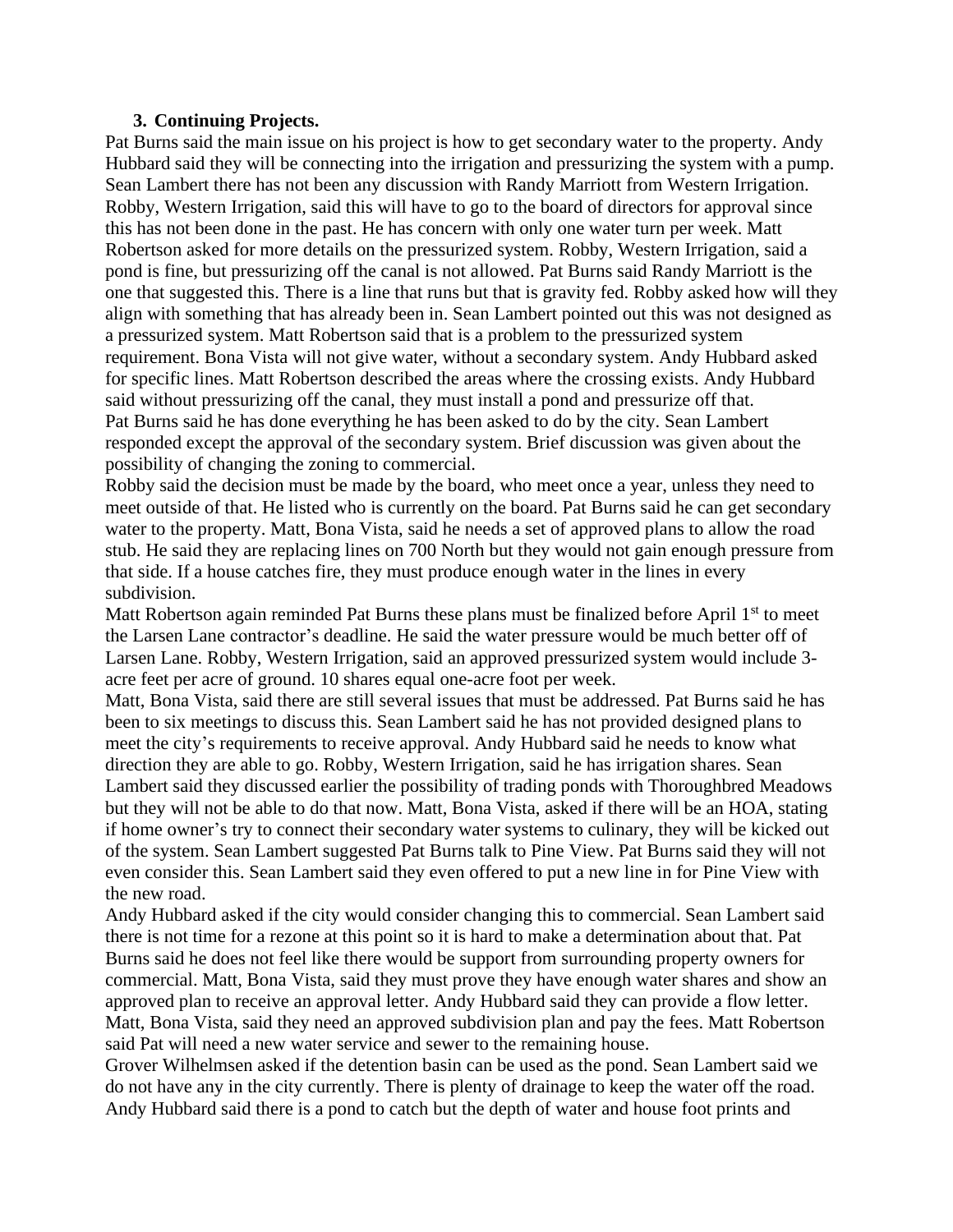### 3. Continuing Projects.

Pat Burns said the main issue on his project is how to get secondary water to the property. Andy Hubbard said they will be connecting into the irrigation and pressurizing the system with a pump. Sean Lambert there has not been any discussion with Randy Marriott from Western Irrigation. Robby, Western Irrigation, said this will have to go to the board of directors for approval since this has not been done in the past. He has concern with only one water turn per week. Matt Robertson asked for more details on the pressurized system. Robby, Western Irrigation, said a pond is fine, but pressurizing off the canal is not allowed. Pat Burns said Randy Marriott is the one that suggested this. There is a line that runs but that is gravity fed. Robby asked how will they align with something that has already been in. Sean Lambert pointed out this was not designed as a pressurized system. Matt Robertson said that is a problem to the pressurized system requirement. Bona Vista will not give water, without a secondary system. Andy Hubbard asked for specific lines. Matt Robertson described the areas where the crossing exists. Andy Hubbard said without pressurizing off the canal, they must install a pond and pressurize off that.
Pat Burns said he has done everything he has been asked to do by the city. Sean Lambert responded except the approval of the secondary system. Brief discussion was given about the possibility of changing the zoning to commercial.
Robby said the decision must be made by the board, who meet once a year, unless they need to meet outside of that. He listed who is currently on the board. Pat Burns said he can get secondary water to the property. Matt, Bona Vista, said he needs a set of approved plans to allow the road stub. He said they are replacing lines on 700 North but they would not gain enough pressure from that side. If a house catches fire, they must produce enough water in the lines in every subdivision.
Matt Robertson again reminded Pat Burns these plans must be finalized before April 1st to meet the Larsen Lane contractor's deadline. He said the water pressure would be much better off of Larsen Lane. Robby, Western Irrigation, said an approved pressurized system would include 3-acre feet per acre of ground. 10 shares equal one-acre foot per week.
Matt, Bona Vista, said there are still several issues that must be addressed. Pat Burns said he has been to six meetings to discuss this. Sean Lambert said he has not provided designed plans to meet the city's requirements to receive approval. Andy Hubbard said he needs to know what direction they are able to go. Robby, Western Irrigation, said he has irrigation shares. Sean Lambert said they discussed earlier the possibility of trading ponds with Thoroughbred Meadows but they will not be able to do that now. Matt, Bona Vista, asked if there will be an HOA, stating if home owner's try to connect their secondary water systems to culinary, they will be kicked out of the system. Sean Lambert suggested Pat Burns talk to Pine View. Pat Burns said they will not even consider this. Sean Lambert said they even offered to put a new line in for Pine View with the new road.
Andy Hubbard asked if the city would consider changing this to commercial. Sean Lambert said there is not time for a rezone at this point so it is hard to make a determination about that. Pat Burns said he does not feel like there would be support from surrounding property owners for commercial. Matt, Bona Vista, said they must prove they have enough water shares and show an approved plan to receive an approval letter. Andy Hubbard said they can provide a flow letter. Matt, Bona Vista, said they need an approved subdivision plan and pay the fees. Matt Robertson said Pat will need a new water service and sewer to the remaining house.
Grover Wilhelmsen asked if the detention basin can be used as the pond. Sean Lambert said we do not have any in the city currently. There is plenty of drainage to keep the water off the road. Andy Hubbard said there is a pond to catch but the depth of water and house foot prints and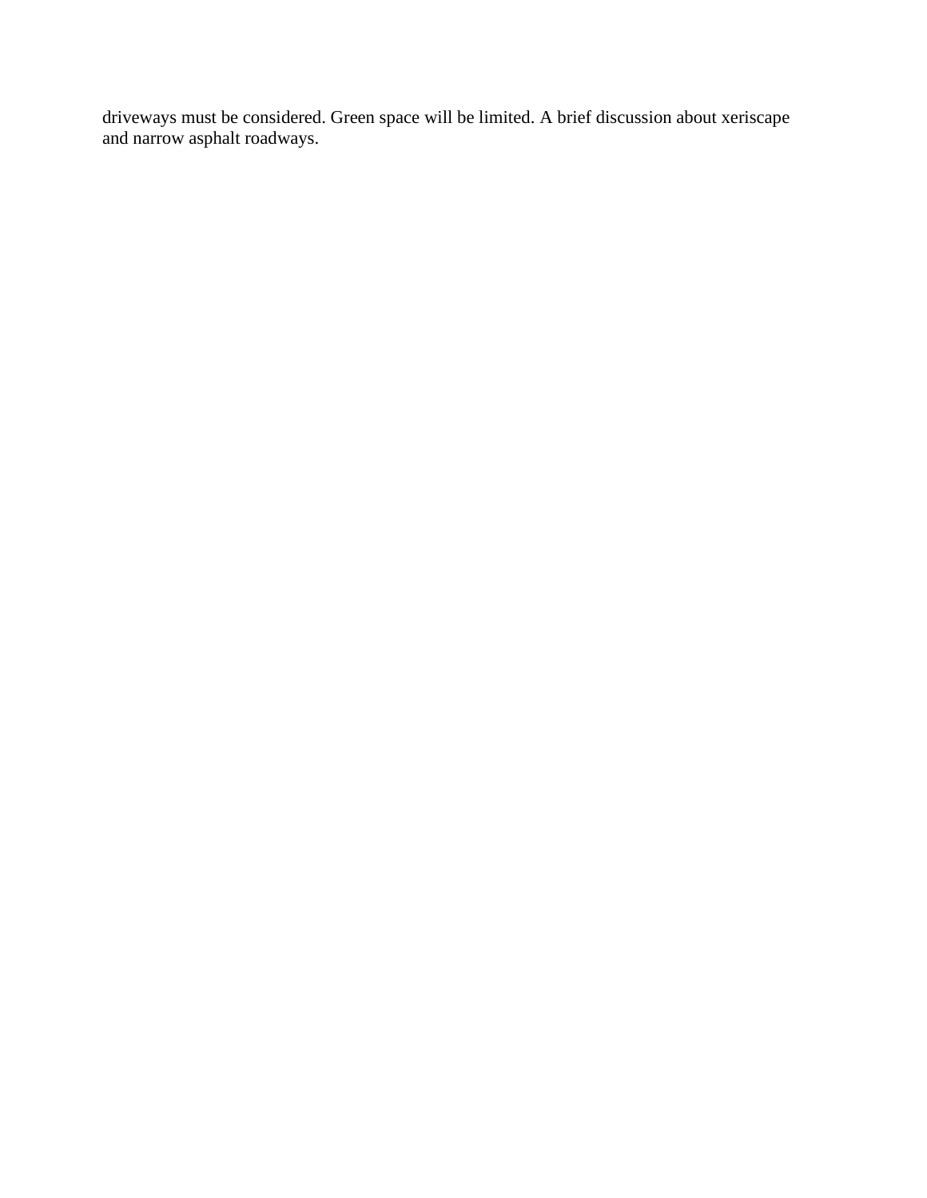driveways must be considered. Green space will be limited. A brief discussion about xeriscape and narrow asphalt roadways.